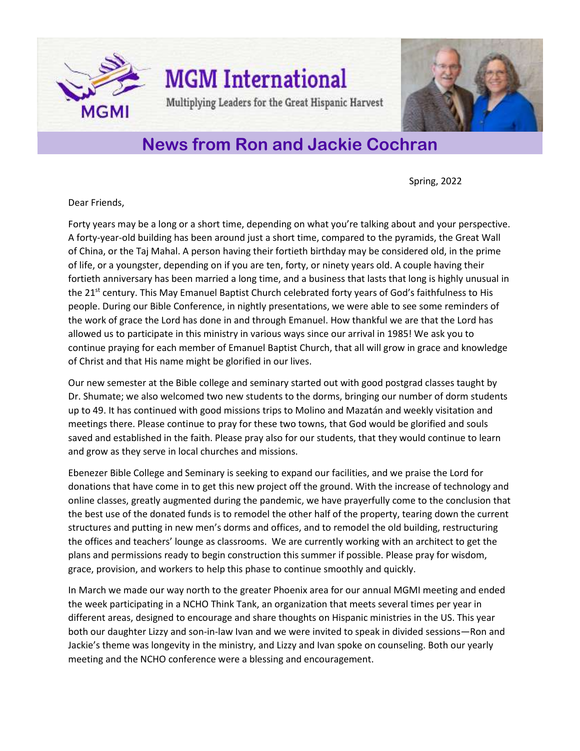# MGM International

Multiplying Leaders for the Great Hispanic Harvest

## News from Ron and Jackie Cochran

Spring, 2022

Dear Friends,

Forty years may be a long or a short time, depending on what you're talking about and your perspective. A forty-year-old building has been around just a short time, compared to the pyramids, the Great Wall of China, or the Taj Mahal. A person having their fortieth birthday may be considered old, in the prime of life, or a youngster, depending on if you are ten, forty, or ninety years old. A couple having their fortieth anniversary has been married a long time, and a business that lasts that long is highly unusual in the 21st century. This May Emanuel Baptist Church celebrated forty years of God's faithfulness to His people. During our Bible Conference, in nightly presentations, we were able to see some reminders of the work of grace the Lord has done in and through Emanuel. How thankful we are that the Lord has allowed us to participate in this ministry in various ways since our arrival in 1985! We ask you to continue praying for each member of Emanuel Baptist Church, that all will grow in grace and knowledge of Christ and that His name might be glorified in our lives.

Our new semester at the Bible college and seminary started out with good postgrad classes taught by Dr. Shumate; we also welcomed two new students to the dorms, bringing our number of dorm students up to 49. It has continued with good missions trips to Molino and Mazatán and weekly visitation and meetings there. Please continue to pray for these two towns, that God would be glorified and souls saved and established in the faith. Please pray also for our students, that they would continue to learn and grow as they serve in local churches and missions.

Ebenezer Bible College and Seminary is seeking to expand our facilities, and we praise the Lord for donations that have come in to get this new project off the ground. With the increase of technology and online classes, greatly augmented during the pandemic, we have prayerfully come to the conclusion that the best use of the donated funds is to remodel the other half of the property, tearing down the current structures and putting in new men's dorms and offices, and to remodel the old building, restructuring the offices and teachers' lounge as classrooms. We are currently working with an architect to get the plans and permissions ready to begin construction this summer if possible. Please pray for wisdom, grace, provision, and workers to help this phase to continue smoothly and quickly.

In March we made our way north to the greater Phoenix area for our annual MGMI meeting and ended the week participating in a NCHO Think Tank, an organization that meets several times per year in different areas, designed to encourage and share thoughts on Hispanic ministries in the US. This year both our daughter Lizzy and son-in-law Ivan and we were invited to speak in divided sessions—Ron and Jackie's theme was longevity in the ministry, and Lizzy and Ivan spoke on counseling. Both our yearly meeting and the NCHO conference were a blessing and encouragement.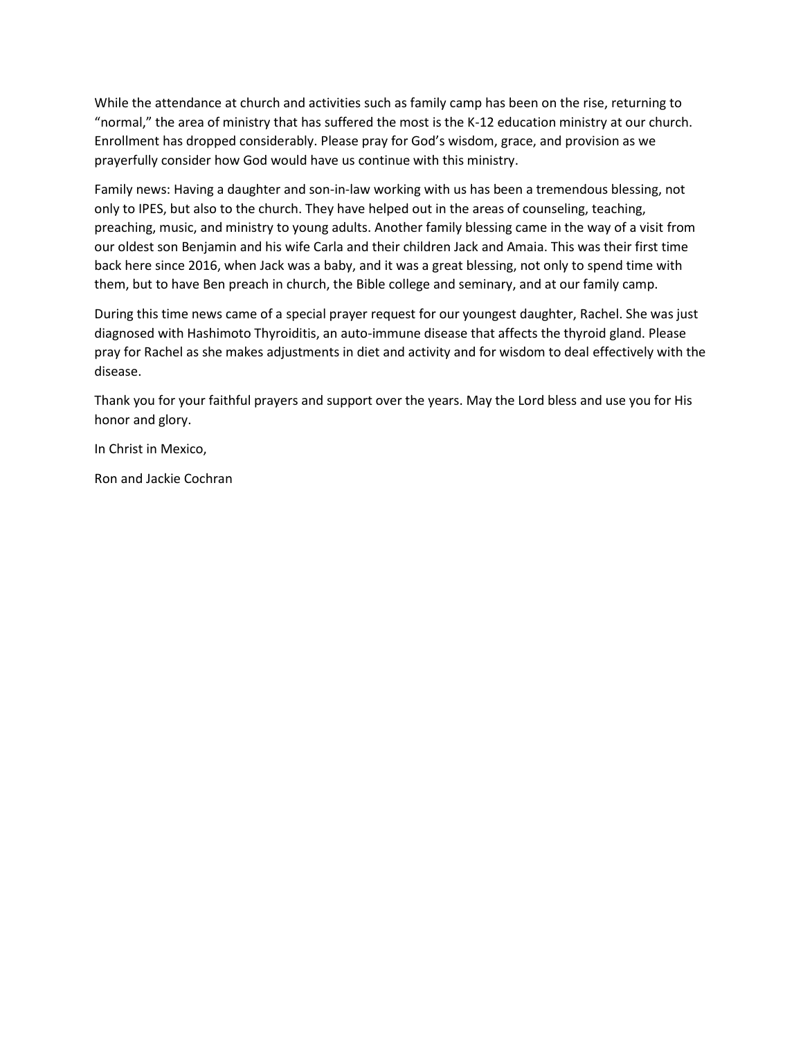While the attendance at church and activities such as family camp has been on the rise, returning to "normal," the area of ministry that has suffered the most is the K-12 education ministry at our church. Enrollment has dropped considerably. Please pray for God's wisdom, grace, and provision as we prayerfully consider how God would have us continue with this ministry.

Family news: Having a daughter and son-in-law working with us has been a tremendous blessing, not only to IPES, but also to the church. They have helped out in the areas of counseling, teaching, preaching, music, and ministry to young adults. Another family blessing came in the way of a visit from our oldest son Benjamin and his wife Carla and their children Jack and Amaia. This was their first time back here since 2016, when Jack was a baby, and it was a great blessing, not only to spend time with them, but to have Ben preach in church, the Bible college and seminary, and at our family camp.

During this time news came of a special prayer request for our youngest daughter, Rachel. She was just diagnosed with Hashimoto Thyroiditis, an auto-immune disease that affects the thyroid gland. Please pray for Rachel as she makes adjustments in diet and activity and for wisdom to deal effectively with the disease.

Thank you for your faithful prayers and support over the years. May the Lord bless and use you for His honor and glory.

In Christ in Mexico,

Ron and Jackie Cochran